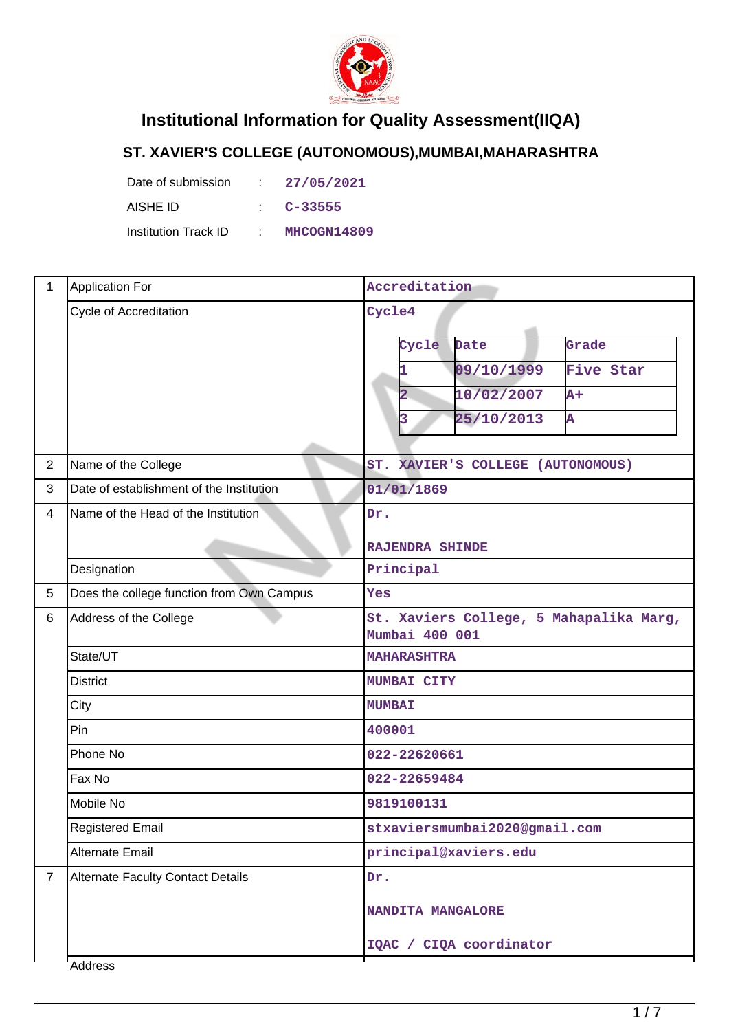# Institutional Information for Quality Assessment(IIQA)

## ST. XAVIER'S COLLEGE (AUTONOMOUS),MUMBAI,MAHARASHTRA

| | | |
|---|---|---|
| Date of submission | : | 27/05/2021 |
| AISHE ID | : | C-33555 |
| Institution Track ID | : | MHCOGN14809 |

| | | |
|---|---|---|
| 1 | Application For | Accreditation |
| | Cycle of Accreditation | Cycle4<br><br>Cycle: 1, Date: 09/10/1999, Grade: Five Star<br>Cycle: 2, Date: 10/02/2007, Grade: A+<br>Cycle: 3, Date: 25/10/2013, Grade: A |
| 2 | Name of the College | ST. XAVIER'S COLLEGE (AUTONOMOUS) |
| 3 | Date of establishment of the Institution | 01/01/1869 |
| 4 | Name of the Head of the Institution | Dr.<br><br>RAJENDRA SHINDE |
| | Designation | Principal |
| 5 | Does the college function from Own Campus | Yes |
| 6 | Address of the College | St. Xaviers College, 5 Mahapalika Marg, Mumbai 400 001 |
| | State/UT | MAHARASHTRA |
| | District | MUMBAI CITY |
| | City | MUMBAI |
| | Pin | 400001 |
| | Phone No | 022-22620661 |
| | Fax No | 022-22659484 |
| | Mobile No | 9819100131 |
| | Registered Email | stxaviersmumbai2020@gmail.com |
| | Alternate Email | principal@xaviers.edu |
| 7 | Alternate Faculty Contact Details | Dr.<br><br>NANDITA MANGALORE<br><br>IQAC / CIQA coordinator |
| | Address | |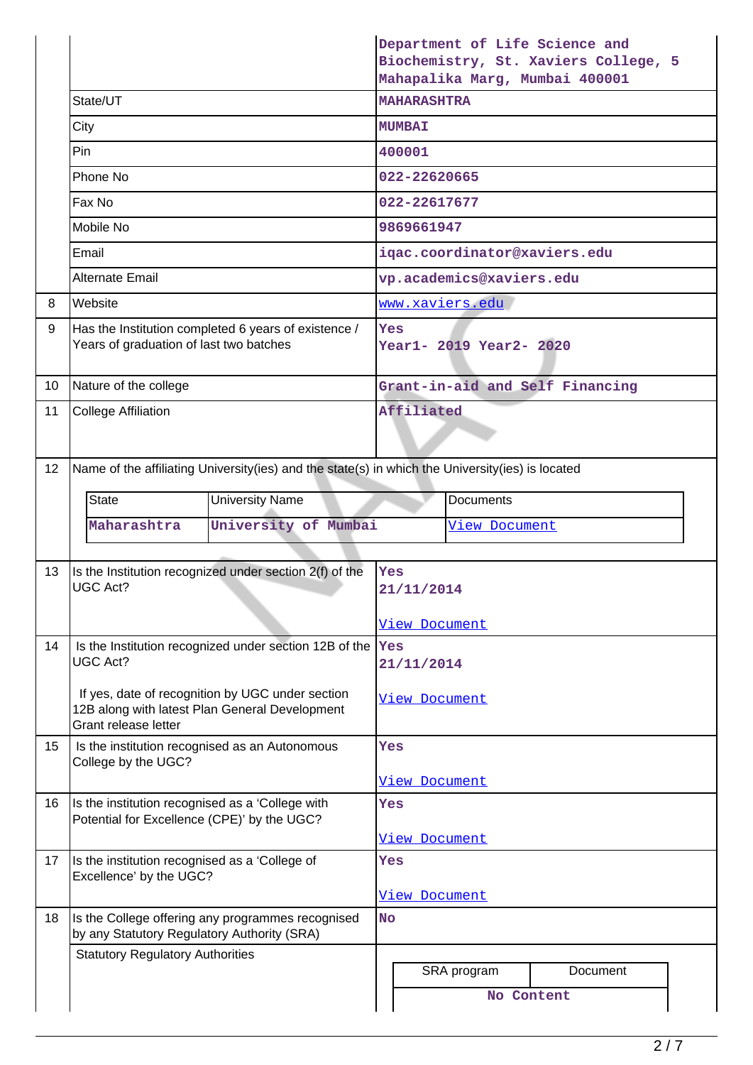| | | |
|---|---|---|
| | | Department of Life Science and Biochemistry, St. Xaviers College, 5 Mahapalika Marg, Mumbai 400001 |
| | State/UT | MAHARASHTRA |
| | City | MUMBAI |
| | Pin | 400001 |
| | Phone No | 022-22620665 |
| | Fax No | 022-22617677 |
| | Mobile No | 9869661947 |
| | Email | iqac.coordinator@xaviers.edu |
| | Alternate Email | vp.academics@xaviers.edu |
| 8 | Website | www.xaviers.edu |
| 9 | Has the Institution completed 6 years of existence / Years of graduation of last two batches | Yes Year1- 2019 Year2- 2020 |
| 10 | Nature of the college | Grant-in-aid and Self Financing |
| 11 | College Affiliation | Affiliated |
| 12 | Name of the affiliating University(ies) and the state(s) in which the University(ies) is located | |

| State | University Name | Documents |
|---|---|---|
| Maharashtra | University of Mumbai | View Document |

| | | |
|---|---|---|
| 13 | Is the Institution recognized under section 2(f) of the UGC Act? | Yes 21/11/2014 View Document |
| 14 | Is the Institution recognized under section 12B of the UGC Act? If yes, date of recognition by UGC under section 12B along with latest Plan General Development Grant release letter | Yes 21/11/2014 View Document |
| 15 | Is the institution recognised as an Autonomous College by the UGC? | Yes View Document |
| 16 | Is the institution recognised as a 'College with Potential for Excellence (CPE)' by the UGC? | Yes View Document |
| 17 | Is the institution recognised as a 'College of Excellence' by the UGC? | Yes View Document |
| 18 | Is the College offering any programmes recognised by any Statutory Regulatory Authority (SRA) | No |
| | Statutory Regulatory Authorities | |

| SRA program | Document |
|---|---|
| No Content | |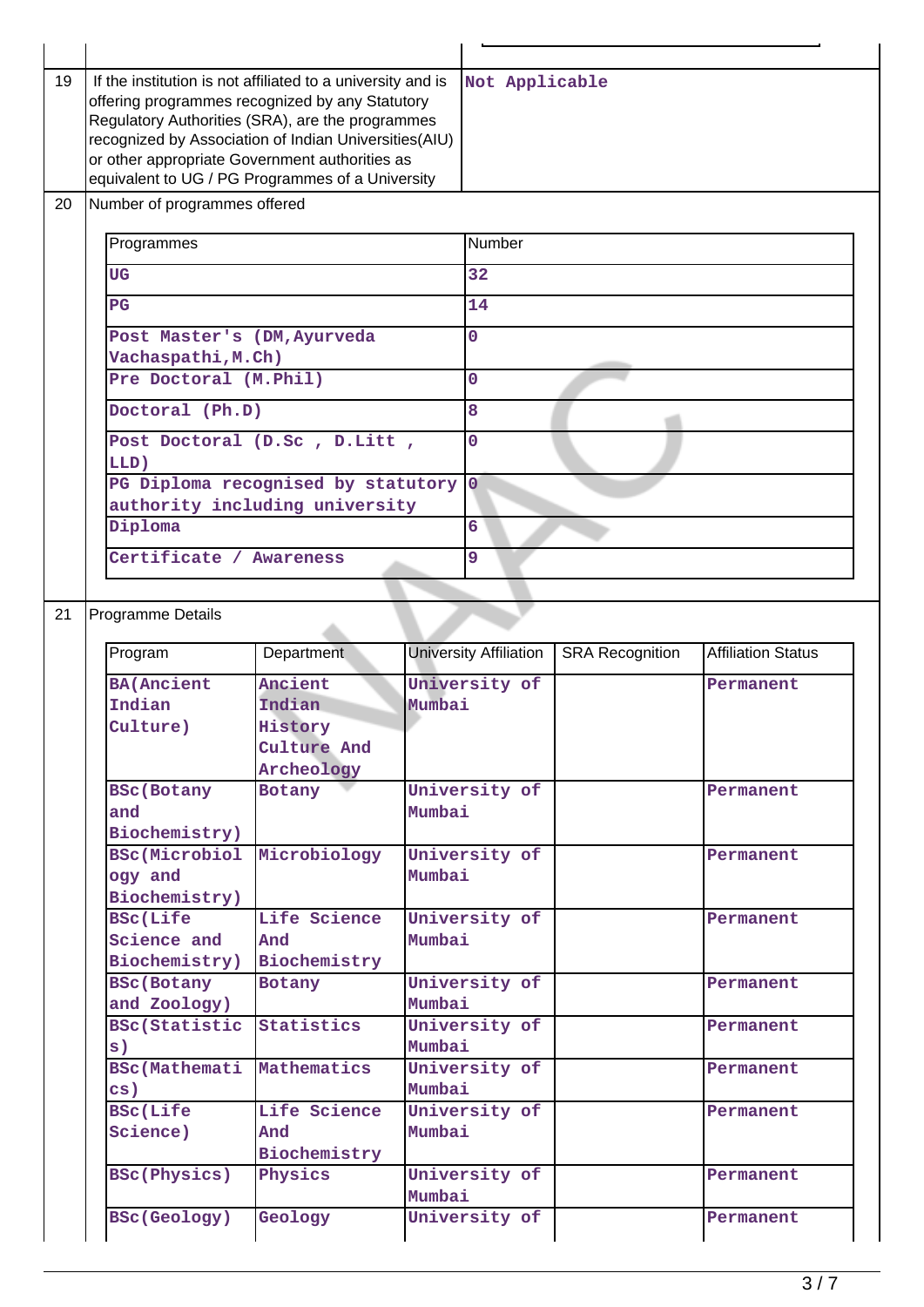| | | |
|---|---|---|
| 19 | If the institution is not affiliated to a university and is offering programmes recognized by any Statutory Regulatory Authorities (SRA), are the programmes recognized by Association of Indian Universities(AIU) or other appropriate Government authorities as equivalent to UG / PG Programmes of a University | Not Applicable |
| 20 | Number of programmes offered | |

| Programmes | Number |
|---|---|
| UG | 32 |
| PG | 14 |
| Post Master's (DM,Ayurveda Vachaspathi,M.Ch) | 0 |
| Pre Doctoral (M.Phil) | 0 |
| Doctoral (Ph.D) | 8 |
| Post Doctoral (D.Sc , D.Litt , LLD) | 0 |
| PG Diploma recognised by statutory authority including university | 0 |
| Diploma | 6 |
| Certificate / Awareness | 9 |

21 Programme Details

| Program | Department | University Affiliation | SRA Recognition | Affiliation Status |
|---|---|---|---|---|
| BA(Ancient Indian Culture) | Ancient Indian History Culture And Archeology | University of Mumbai | | Permanent |
| BSc(Botany and Biochemistry) | Botany | University of Mumbai | | Permanent |
| BSc(Microbiology and Biochemistry) | Microbiology | University of Mumbai | | Permanent |
| BSc(Life Science and Biochemistry) | Life Science And Biochemistry | University of Mumbai | | Permanent |
| BSc(Botany and Zoology) | Botany | University of Mumbai | | Permanent |
| BSc(Statistics) | Statistics | University of Mumbai | | Permanent |
| BSc(Mathematics) | Mathematics | University of Mumbai | | Permanent |
| BSc(Life Science) | Life Science And Biochemistry | University of Mumbai | | Permanent |
| BSc(Physics) | Physics | University of Mumbai | | Permanent |
| BSc(Geology) | Geology | University of | | Permanent |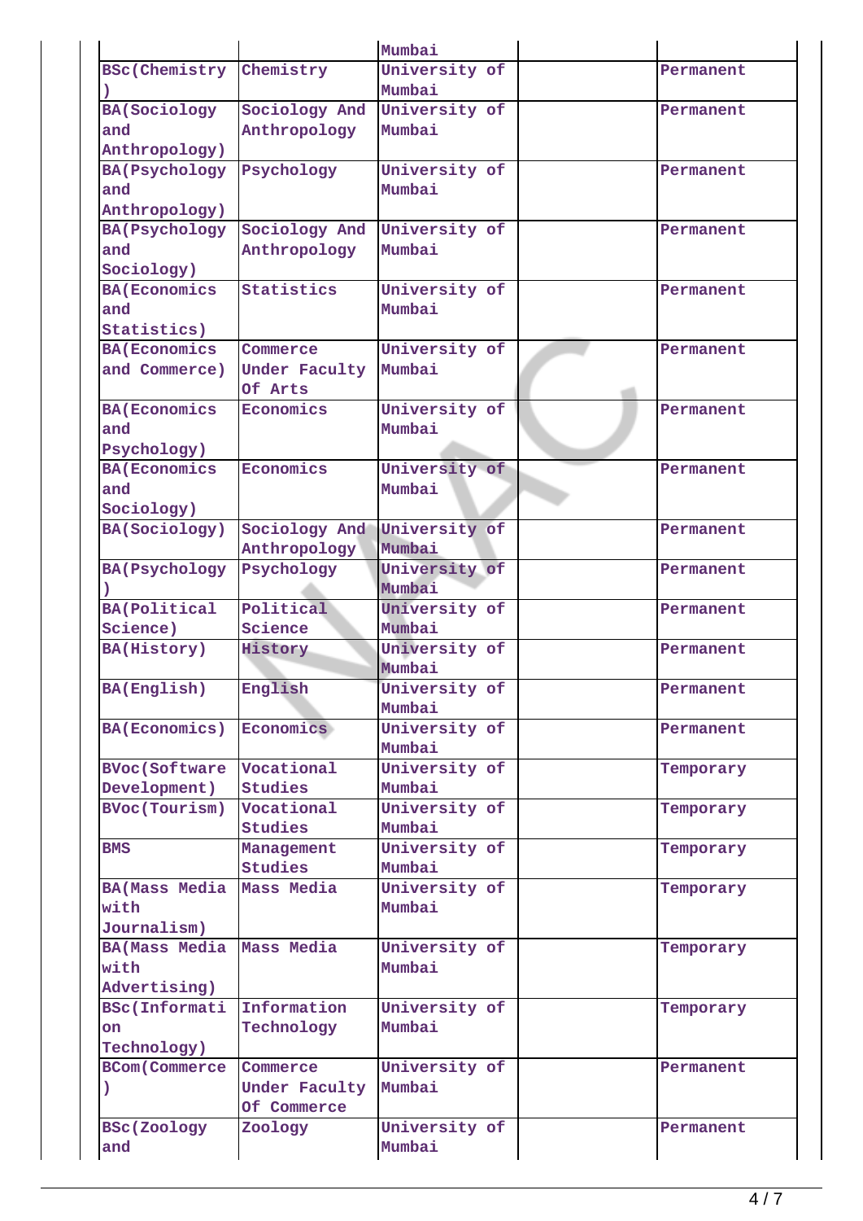| | | Mumbai | | |
|---|---|---|---|---|
| BSc(Chemistry) | Chemistry | University of Mumbai | | Permanent |
| BA(Sociology and Anthropology) | Sociology And Anthropology | University of Mumbai | | Permanent |
| BA(Psychology and Anthropology) | Psychology | University of Mumbai | | Permanent |
| BA(Psychology and Sociology) | Sociology And Anthropology | University of Mumbai | | Permanent |
| BA(Economics and Statistics) | Statistics | University of Mumbai | | Permanent |
| BA(Economics and Commerce) | Commerce Under Faculty Of Arts | University of Mumbai | | Permanent |
| BA(Economics and Psychology) | Economics | University of Mumbai | | Permanent |
| BA(Economics and Sociology) | Economics | University of Mumbai | | Permanent |
| BA(Sociology) | Sociology And Anthropology | University of Mumbai | | Permanent |
| BA(Psychology) | Psychology | University of Mumbai | | Permanent |
| BA(Political Science) | Political Science | University of Mumbai | | Permanent |
| BA(History) | History | University of Mumbai | | Permanent |
| BA(English) | English | University of Mumbai | | Permanent |
| BA(Economics) | Economics | University of Mumbai | | Permanent |
| BVoc(Software Development) | Vocational Studies | University of Mumbai | | Temporary |
| BVoc(Tourism) | Vocational Studies | University of Mumbai | | Temporary |
| BMS | Management Studies | University of Mumbai | | Temporary |
| BA(Mass Media with Journalism) | Mass Media | University of Mumbai | | Temporary |
| BA(Mass Media with Advertising) | Mass Media | University of Mumbai | | Temporary |
| BSc(Information Technology) | Information Technology | University of Mumbai | | Temporary |
| BCom(Commerce) | Commerce Under Faculty Of Commerce | University of Mumbai | | Permanent |
| BSc(Zoology and | Zoology | University of Mumbai | | Permanent |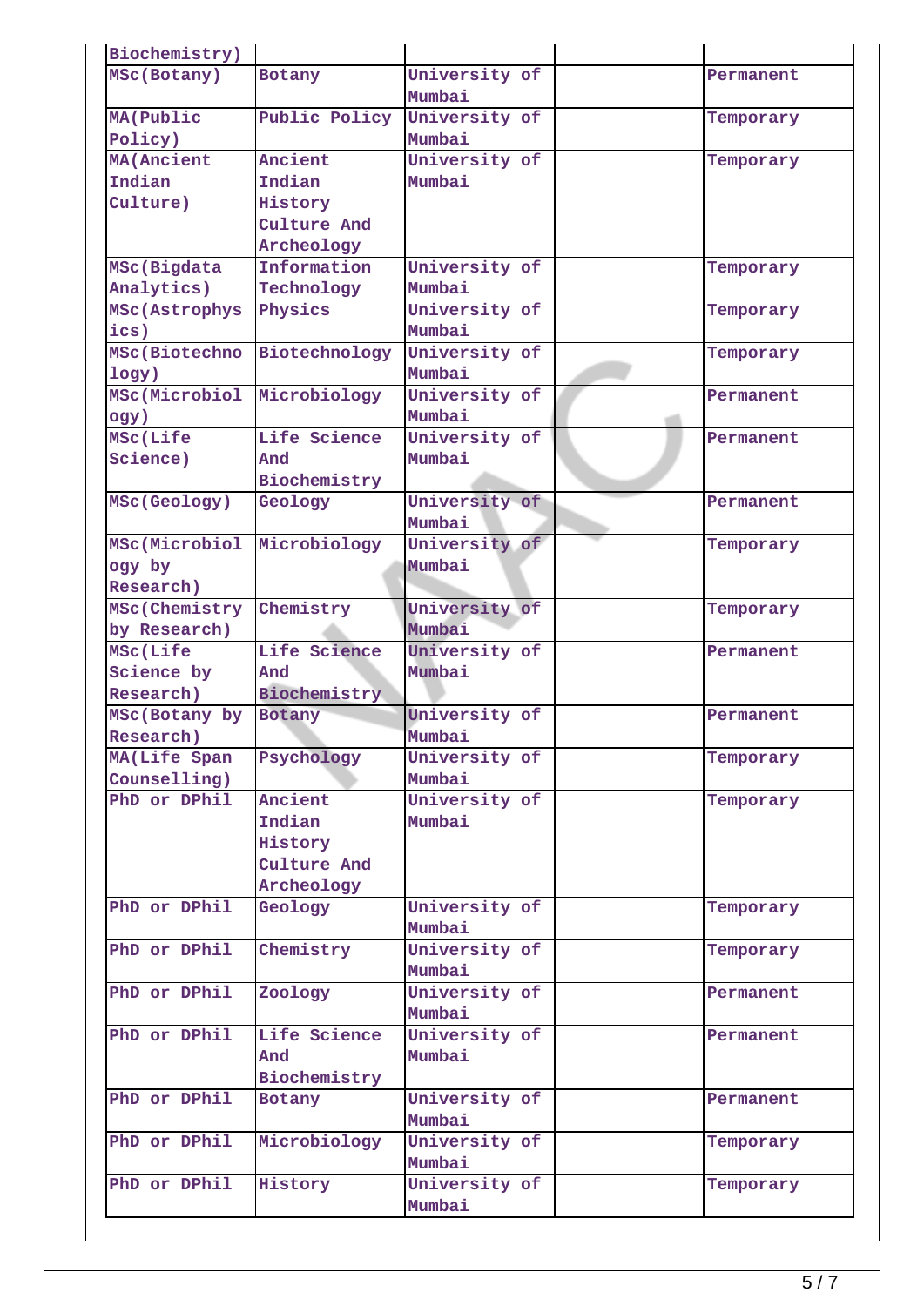| | | | | |
|---|---|---|---|---|
| Biochemistry) | | | | |
| MSc(Botany) | Botany | University of Mumbai | | Permanent |
| MA(Public Policy) | Public Policy | University of Mumbai | | Temporary |
| MA(Ancient Indian Culture) | Ancient Indian History Culture And Archeology | University of Mumbai | | Temporary |
| MSc(Bigdata Analytics) | Information Technology | University of Mumbai | | Temporary |
| MSc(Astrophysics) | Physics | University of Mumbai | | Temporary |
| MSc(Biotechnology) | Biotechnology | University of Mumbai | | Temporary |
| MSc(Microbiology) | Microbiology | University of Mumbai | | Permanent |
| MSc(Life Science) | Life Science And Biochemistry | University of Mumbai | | Permanent |
| MSc(Geology) | Geology | University of Mumbai | | Permanent |
| MSc(Microbiology by Research) | Microbiology | University of Mumbai | | Temporary |
| MSc(Chemistry by Research) | Chemistry | University of Mumbai | | Temporary |
| MSc(Life Science by Research) | Life Science And Biochemistry | University of Mumbai | | Permanent |
| MSc(Botany by Research) | Botany | University of Mumbai | | Permanent |
| MA(Life Span Counselling) | Psychology | University of Mumbai | | Temporary |
| PhD or DPhil | Ancient Indian History Culture And Archeology | University of Mumbai | | Temporary |
| PhD or DPhil | Geology | University of Mumbai | | Temporary |
| PhD or DPhil | Chemistry | University of Mumbai | | Temporary |
| PhD or DPhil | Zoology | University of Mumbai | | Permanent |
| PhD or DPhil | Life Science And Biochemistry | University of Mumbai | | Permanent |
| PhD or DPhil | Botany | University of Mumbai | | Permanent |
| PhD or DPhil | Microbiology | University of Mumbai | | Temporary |
| PhD or DPhil | History | University of Mumbai | | Temporary |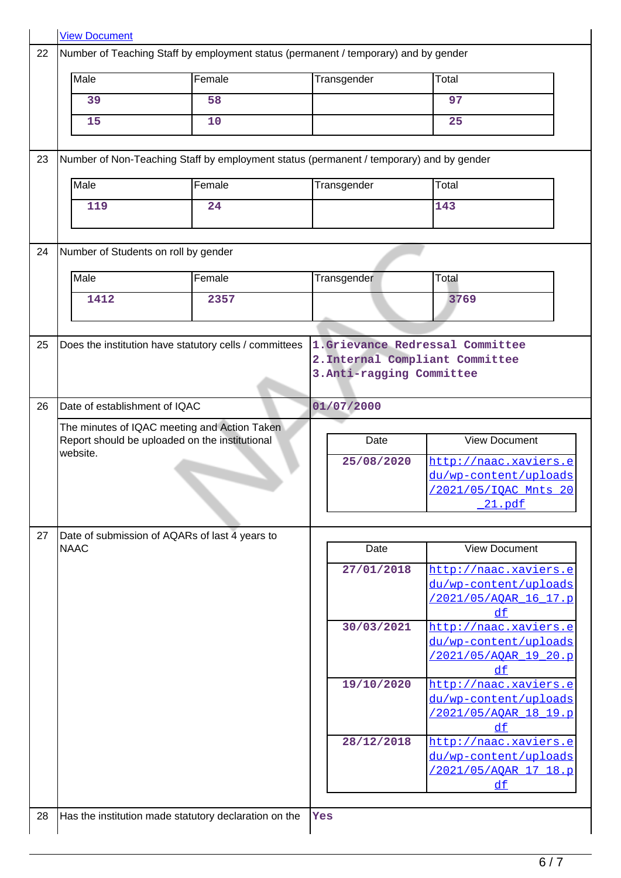[View Document]

| 22 | Number of Teaching Staff by employment status (permanent / temporary) and by gender |
|---|---|

| Male | Female | Transgender | Total |
|---|---|---|---|
| 39 | 58 | | 97 |
| 15 | 10 | | 25 |

| 23 | Number of Non-Teaching Staff by employment status (permanent / temporary) and by gender |
|---|---|

| Male | Female | Transgender | Total |
|---|---|---|---|
| 119 | 24 | | 143 |

| 24 | Number of Students on roll by gender |
|---|---|

| Male | Female | Transgender | Total |
|---|---|---|---|
| 1412 | 2357 | | 3769 |

| 25 | Does the institution have statutory cells / committees | 1.Grievance Redressal Committee<br>2.Internal Compliant Committee<br>3.Anti-ragging Committee |
|---|---|---|
| 26 | Date of establishment of IQAC | 01/07/2000 |
| | The minutes of IQAC meeting and Action Taken Report should be uploaded on the institutional website. | |

| Date | View Document |
|---|---|
| 25/08/2020 | http://naac.xaviers.edu/wp-content/uploads/2021/05/IQAC_Mnts_2021.pdf |

| 27 | Date of submission of AQARs of last 4 years to NAAC |
|---|---|

| Date | View Document |
|---|---|
| 27/01/2018 | http://naac.xaviers.edu/wp-content/uploads/2021/05/AQAR_16_17.pdf |
| 30/03/2021 | http://naac.xaviers.edu/wp-content/uploads/2021/05/AQAR_19_20.pdf |
| 19/10/2020 | http://naac.xaviers.edu/wp-content/uploads/2021/05/AQAR_18_19.pdf |
| 28/12/2018 | http://naac.xaviers.edu/wp-content/uploads/2021/05/AQAR_17_18.pdf |

| 28 | Has the institution made statutory declaration on the | Yes |
|---|---|---|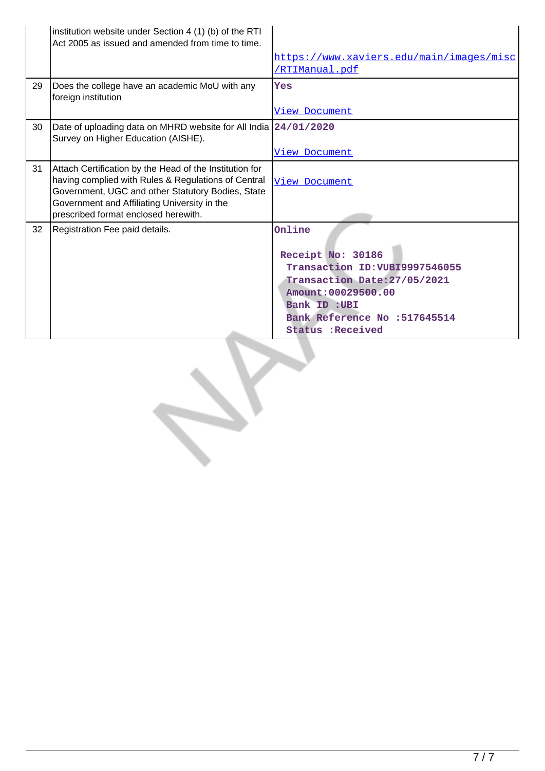| | | |
|---|---|---|
| | institution website under Section 4 (1) (b) of the RTI Act 2005 as issued and amended from time to time. | https://www.xaviers.edu/main/images/misc/RTIManual.pdf |
| 29 | Does the college have an academic MoU with any foreign institution | Yes<br><br>View Document |
| 30 | Date of uploading data on MHRD website for All India Survey on Higher Education (AISHE). | 24/01/2020<br><br>View Document |
| 31 | Attach Certification by the Head of the Institution for having complied with Rules & Regulations of Central Government, UGC and other Statutory Bodies, State Government and Affiliating University in the prescribed format enclosed herewith. | View Document |
| 32 | Registration Fee paid details. | Online<br><br>Receipt No: 30186<br>Transaction ID:VUBI9997546055<br>Transaction Date:27/05/2021<br>Amount:00029500.00<br>Bank ID :UBI<br>Bank Reference No :517645514<br>Status :Received |